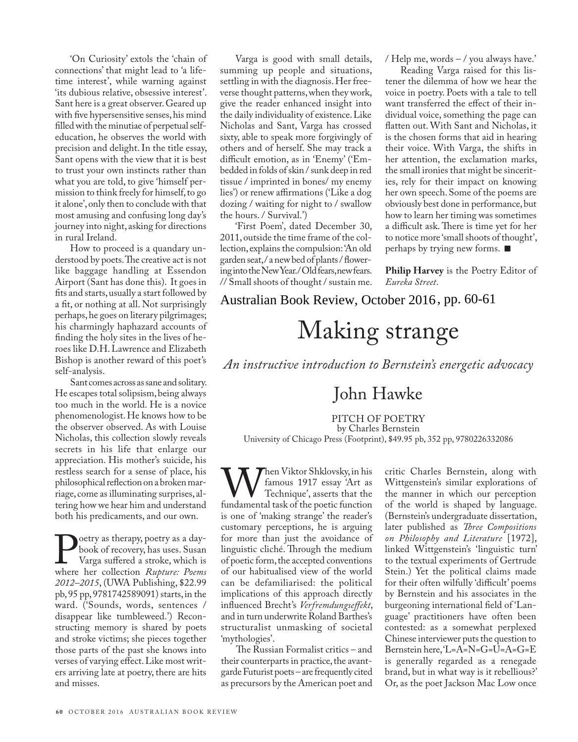'On Curiosity' extols the 'chain of connections' that might lead to 'a lifetime interest', while warning against 'its dubious relative, obsessive interest'. Sant here is a great observer. Geared up with five hypersensitive senses, his mind filled with the minutiae of perpetual self-education, he observes the world with precision and delight. In the title essay, Sant opens with the view that it is best to trust your own instincts rather than what you are told, to give 'himself permission to think freely for himself, to go it alone', only then to conclude with that most amusing and confusing long day's journey into night, asking for directions in rural Ireland.

How to proceed is a quandary understood by poets. The creative act is not like baggage handling at Essendon Airport (Sant has done this). It goes in fits and starts, usually a start followed by a fit, or nothing at all. Not surprisingly perhaps, he goes on literary pilgrimages; his charmingly haphazard accounts of finding the holy sites in the lives of heroes like D.H. Lawrence and Elizabeth Bishop is another reward of this poet's self-analysis.

Sant comes across as sane and solitary. He escapes total solipsism, being always too much in the world. He is a novice phenomenologist. He knows how to be the observer observed. As with Louise Nicholas, this collection slowly reveals secrets in his life that enlarge our appreciation. His mother's suicide, his restless search for a sense of place, his philosophical reflection on a broken marriage, come as illuminating surprises, altering how we hear him and understand both his predicaments, and our own.

Poetry as therapy, poetry as a daybook of recovery, has uses. Susan Varga suffered a stroke, which is where her collection *Rupture: Poems 2012–2015*, (UWA Publishing, $22.99 pb, 95 pp, 9781742589091) starts, in the ward. ('Sounds, words, sentences / disappear like tumbleweed.') Reconstructing memory is shared by poets and stroke victims; she pieces together those parts of the past she knows into verses of varying effect. Like most writers arriving late at poetry, there are hits and misses.

Varga is good with small details, summing up people and situations, settling in with the diagnosis. Her free-verse thought patterns, when they work, give the reader enhanced insight into the daily individuality of existence. Like Nicholas and Sant, Varga has crossed sixty, able to speak more forgivingly of others and of herself. She may track a difficult emotion, as in 'Enemy' ('Embedded in folds of skin / sunk deep in red tissue / imprinted in bones/ my enemy lies') or renew affirmations ('Like a dog dozing / waiting for night to / swallow the hours. / Survival.')

'First Poem', dated December 30, 2011, outside the time frame of the collection, explains the compulsion: 'An old garden seat, / a new bed of plants / flowering into the New Year. / Old fears, new fears. // Small shoots of thought / sustain me. / Help me, words – / you always have.'

Reading Varga raised for this listener the dilemma of how we hear the voice in poetry. Poets with a tale to tell want transferred the effect of their individual voice, something the page can flatten out. With Sant and Nicholas, it is the chosen forms that aid in hearing their voice. With Varga, the shifts in her attention, the exclamation marks, the small ironies that might be sincerities, rely for their impact on knowing her own speech. Some of the poems are obviously best done in performance, but how to learn her timing was sometimes a difficult ask. There is time yet for her to notice more 'small shoots of thought', perhaps by trying new forms. ■

**Philip Harvey** is the Poetry Editor of *Eureka Street*.

Australian Book Review, October 2016, pp. 60-61

# Making strange

*An instructive introduction to Bernstein's energetic advocacy*

## John Hawke

PITCH OF POETRY
by Charles Bernstein
University of Chicago Press (Footprint), $49.95 pb, 352 pp, 9780226332086

When Viktor Shklovsky, in his famous 1917 essay 'Art as Technique', asserts that the fundamental task of the poetic function is one of 'making strange' the reader's customary perceptions, he is arguing for more than just the avoidance of linguistic cliché. Through the medium of poetic form, the accepted conventions of our habitualised view of the world can be defamiliarised: the political implications of this approach directly influenced Brecht's *Verfremdungseffekt*, and in turn underwrite Roland Barthes's structuralist unmasking of societal 'mythologies'.

The Russian Formalist critics – and their counterparts in practice, the avant-garde Futurist poets – are frequently cited as precursors by the American poet and critic Charles Bernstein, along with Wittgenstein's similar explorations of the manner in which our perception of the world is shaped by language. (Bernstein's undergraduate dissertation, later published as *Three Compositions on Philosophy and Literature* [1972], linked Wittgenstein's 'linguistic turn' to the textual experiments of Gertrude Stein.) Yet the political claims made for their often wilfully 'difficult' poems by Bernstein and his associates in the burgeoning international field of 'Language' practitioners have often been contested: as a somewhat perplexed Chinese interviewer puts the question to Bernstein here, 'L=A=N=G=U=A=G=E is generally regarded as a renegade brand, but in what way is it rebellious?' Or, as the poet Jackson Mac Low once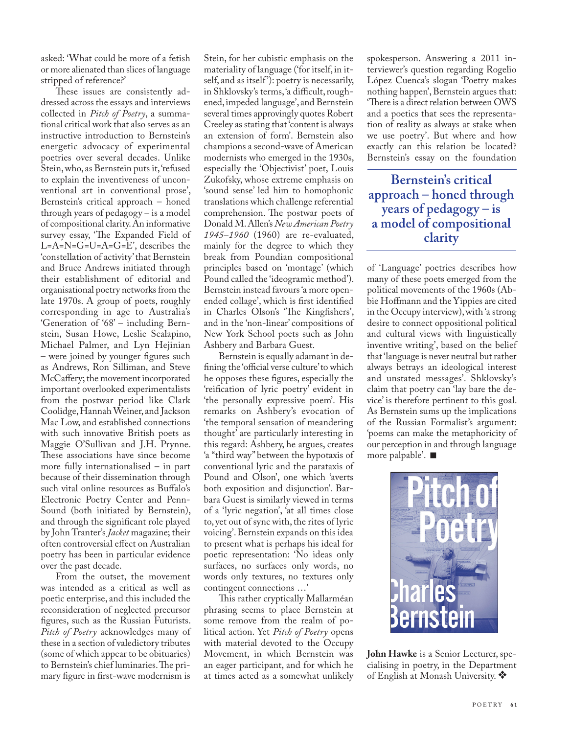asked: 'What could be more of a fetish or more alienated than slices of language stripped of reference?'

These issues are consistently addressed across the essays and interviews collected in *Pitch of Poetry*, a summational critical work that also serves as an instructive introduction to Bernstein's energetic advocacy of experimental poetries over several decades. Unlike Stein, who, as Bernstein puts it, 'refused to explain the inventiveness of unconventional art in conventional prose', Bernstein's critical approach – honed through years of pedagogy – is a model of compositional clarity. An informative survey essay, 'The Expanded Field of L=A=N=G=U=A=G=E', describes the 'constellation of activity' that Bernstein and Bruce Andrews initiated through their establishment of editorial and organisational poetry networks from the late 1970s. A group of poets, roughly corresponding in age to Australia's 'Generation of '68' – including Bernstein, Susan Howe, Leslie Scalapino, Michael Palmer, and Lyn Hejinian – were joined by younger figures such as Andrews, Ron Silliman, and Steve McCaffery; the movement incorporated important overlooked experimentalists from the postwar period like Clark Coolidge, Hannah Weiner, and Jackson Mac Low, and established connections with such innovative British poets as Maggie O'Sullivan and J.H. Prynne. These associations have since become more fully internationalised – in part because of their dissemination through such vital online resources as Buffalo's Electronic Poetry Center and PennSound (both initiated by Bernstein), and through the significant role played by John Tranter's *Jacket* magazine; their often controversial effect on Australian poetry has been in particular evidence over the past decade.

From the outset, the movement was intended as a critical as well as poetic enterprise, and this included the reconsideration of neglected precursor figures, such as the Russian Futurists. *Pitch of Poetry* acknowledges many of these in a section of valedictory tributes (some of which appear to be obituaries) to Bernstein's chief luminaries. The primary figure in first-wave modernism is Stein, for her cubistic emphasis on the materiality of language ('for itself, in itself, and as itself'): poetry is necessarily, in Shklovsky's terms, 'a difficult, roughened, impeded language', and Bernstein several times approvingly quotes Robert Creeley as stating that 'content is always an extension of form'. Bernstein also champions a second-wave of American modernists who emerged in the 1930s, especially the 'Objectivist' poet, Louis Zukofsky, whose extreme emphasis on 'sound sense' led him to homophonic translations which challenge referential comprehension. The postwar poets of Donald M. Allen's *New American Poetry 1945–1960* (1960) are re-evaluated, mainly for the degree to which they break from Poundian compositional principles based on 'montage' (which Pound called the 'ideogramic method'). Bernstein instead favours 'a more open-ended collage', which is first identified in Charles Olson's 'The Kingfishers', and in the 'non-linear' compositions of New York School poets such as John Ashbery and Barbara Guest.

Bernstein is equally adamant in defining the 'official verse culture' to which he opposes these figures, especially the 'reification of lyric poetry' evident in 'the personally expressive poem'. His remarks on Ashbery's evocation of 'the temporal sensation of meandering thought' are particularly interesting in this regard: Ashbery, he argues, creates 'a "third way" between the hypotaxis of conventional lyric and the parataxis of Pound and Olson', one which 'averts both exposition and disjunction'. Barbara Guest is similarly viewed in terms of a 'lyric negation', 'at all times close to, yet out of sync with, the rites of lyric voicing'. Bernstein expands on this idea to present what is perhaps his ideal for poetic representation: 'No ideas only surfaces, no surfaces only words, no words only textures, no textures only contingent connections …'

This rather cryptically Mallarméan phrasing seems to place Bernstein at some remove from the realm of political action. Yet *Pitch of Poetry* opens with material devoted to the Occupy Movement, in which Bernstein was an eager participant, and for which he at times acted as a somewhat unlikely spokesperson. Answering a 2011 interviewer's question regarding Rogelio López Cuenca's slogan 'Poetry makes nothing happen', Bernstein argues that: 'There is a direct relation between OWS and a poetics that sees the representation of reality as always at stake when we use poetry'. But where and how exactly can this relation be located? Bernstein's essay on the foundation of 'Language' poetries describes how many of these poets emerged from the political movements of the 1960s (Abbie Hoffmann and the Yippies are cited in the Occupy interview), with 'a strong desire to connect oppositional political and cultural views with linguistically inventive writing', based on the belief that 'language is never neutral but rather always betrays an ideological interest and unstated messages'. Shklovsky's claim that poetry can 'lay bare the device' is therefore pertinent to this goal. As Bernstein sums up the implications of the Russian Formalist's argument: 'poems can make the metaphoricity of our perception in and through language more palpable'. ■

> **Bernstein's critical approach – honed through years of pedagogy – is a model of compositional clarity**

**John Hawke** is a Senior Lecturer, specialising in poetry, in the Department of English at Monash University. ❖